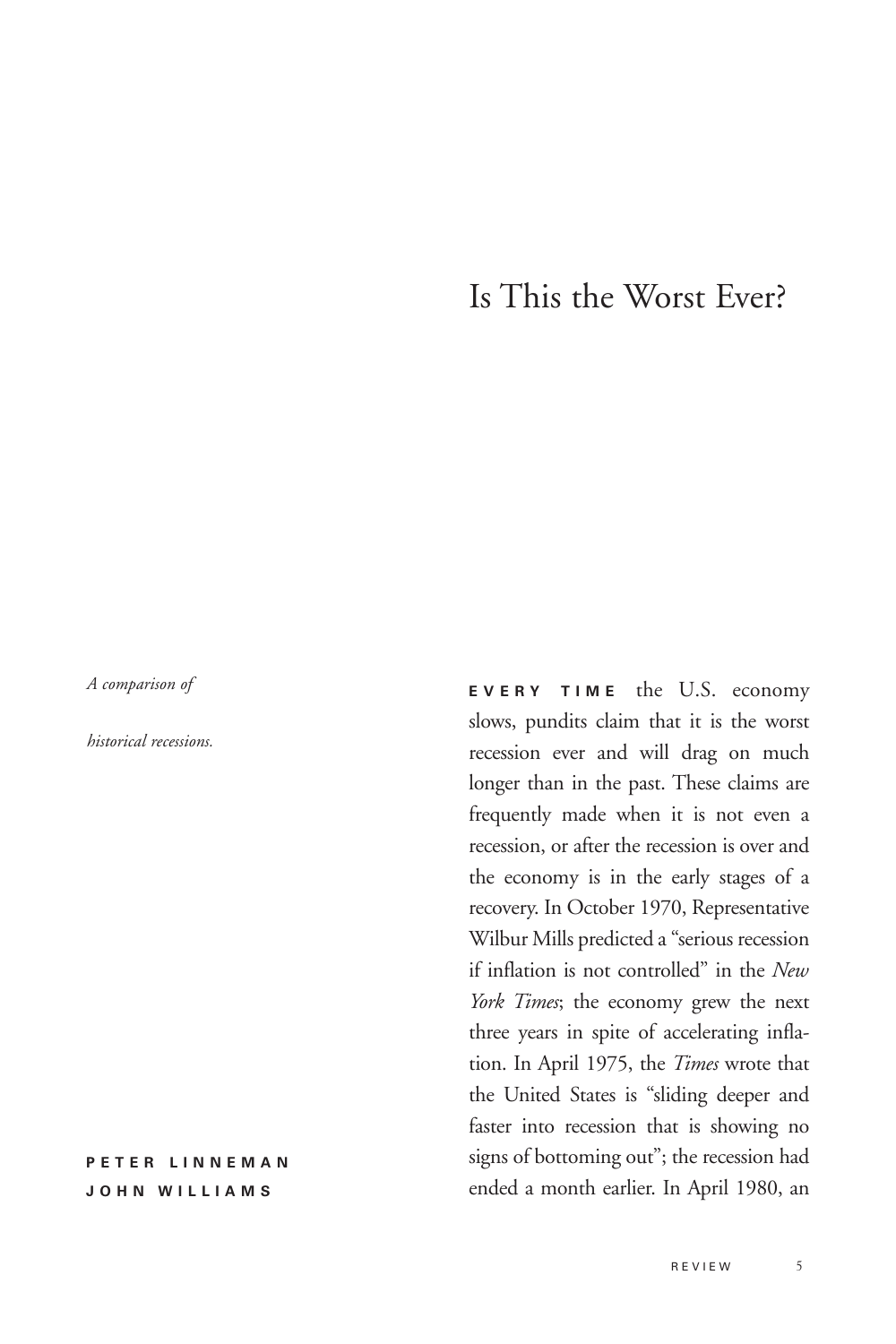# Is This the Worst Ever?

*A comparison of historical recessions.*

**PETER LINNEMAN**
**JOHN WILLIAMS**

**EVERY TIME** the U.S. economy slows, pundits claim that it is the worst recession ever and will drag on much longer than in the past. These claims are frequently made when it is not even a recession, or after the recession is over and the economy is in the early stages of a recovery. In October 1970, Representative Wilbur Mills predicted a "serious recession if inflation is not controlled" in the *New York Times*; the economy grew the next three years in spite of accelerating inflation. In April 1975, the *Times* wrote that the United States is "sliding deeper and faster into recession that is showing no signs of bottoming out"; the recession had ended a month earlier. In April 1980, an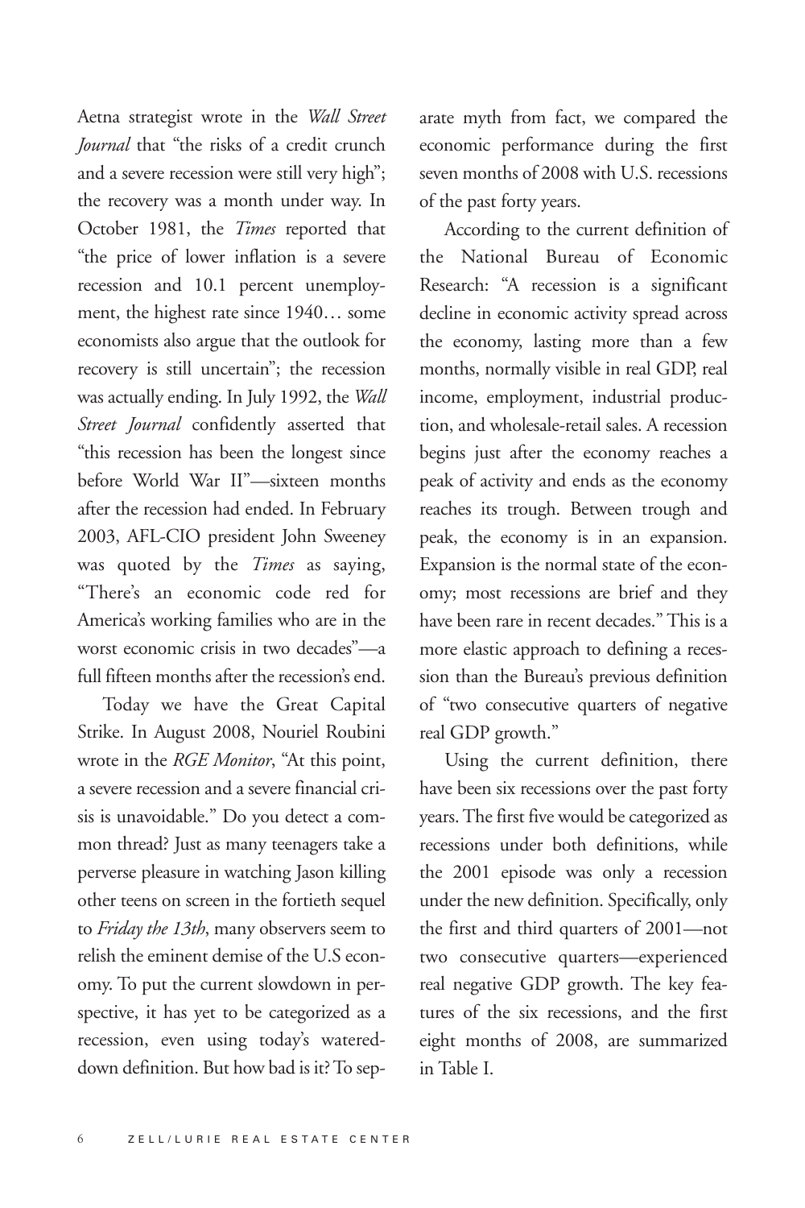Aetna strategist wrote in the *Wall Street Journal* that "the risks of a credit crunch and a severe recession were still very high"; the recovery was a month under way. In October 1981, the *Times* reported that "the price of lower inflation is a severe recession and 10.1 percent unemployment, the highest rate since 1940… some economists also argue that the outlook for recovery is still uncertain"; the recession was actually ending. In July 1992, the *Wall Street Journal* confidently asserted that "this recession has been the longest since before World War II"—sixteen months after the recession had ended. In February 2003, AFL-CIO president John Sweeney was quoted by the *Times* as saying, "There's an economic code red for America's working families who are in the worst economic crisis in two decades"—a full fifteen months after the recession's end.

Today we have the Great Capital Strike. In August 2008, Nouriel Roubini wrote in the *RGE Monitor*, "At this point, a severe recession and a severe financial crisis is unavoidable." Do you detect a common thread? Just as many teenagers take a perverse pleasure in watching Jason killing other teens on screen in the fortieth sequel to *Friday the 13th*, many observers seem to relish the eminent demise of the U.S economy. To put the current slowdown in perspective, it has yet to be categorized as a recession, even using today's watered-down definition. But how bad is it? To separate myth from fact, we compared the economic performance during the first seven months of 2008 with U.S. recessions of the past forty years.

According to the current definition of the National Bureau of Economic Research: "A recession is a significant decline in economic activity spread across the economy, lasting more than a few months, normally visible in real GDP, real income, employment, industrial production, and wholesale-retail sales. A recession begins just after the economy reaches a peak of activity and ends as the economy reaches its trough. Between trough and peak, the economy is in an expansion. Expansion is the normal state of the economy; most recessions are brief and they have been rare in recent decades." This is a more elastic approach to defining a recession than the Bureau's previous definition of "two consecutive quarters of negative real GDP growth."

Using the current definition, there have been six recessions over the past forty years. The first five would be categorized as recessions under both definitions, while the 2001 episode was only a recession under the new definition. Specifically, only the first and third quarters of 2001—not two consecutive quarters—experienced real negative GDP growth. The key features of the six recessions, and the first eight months of 2008, are summarized in Table I.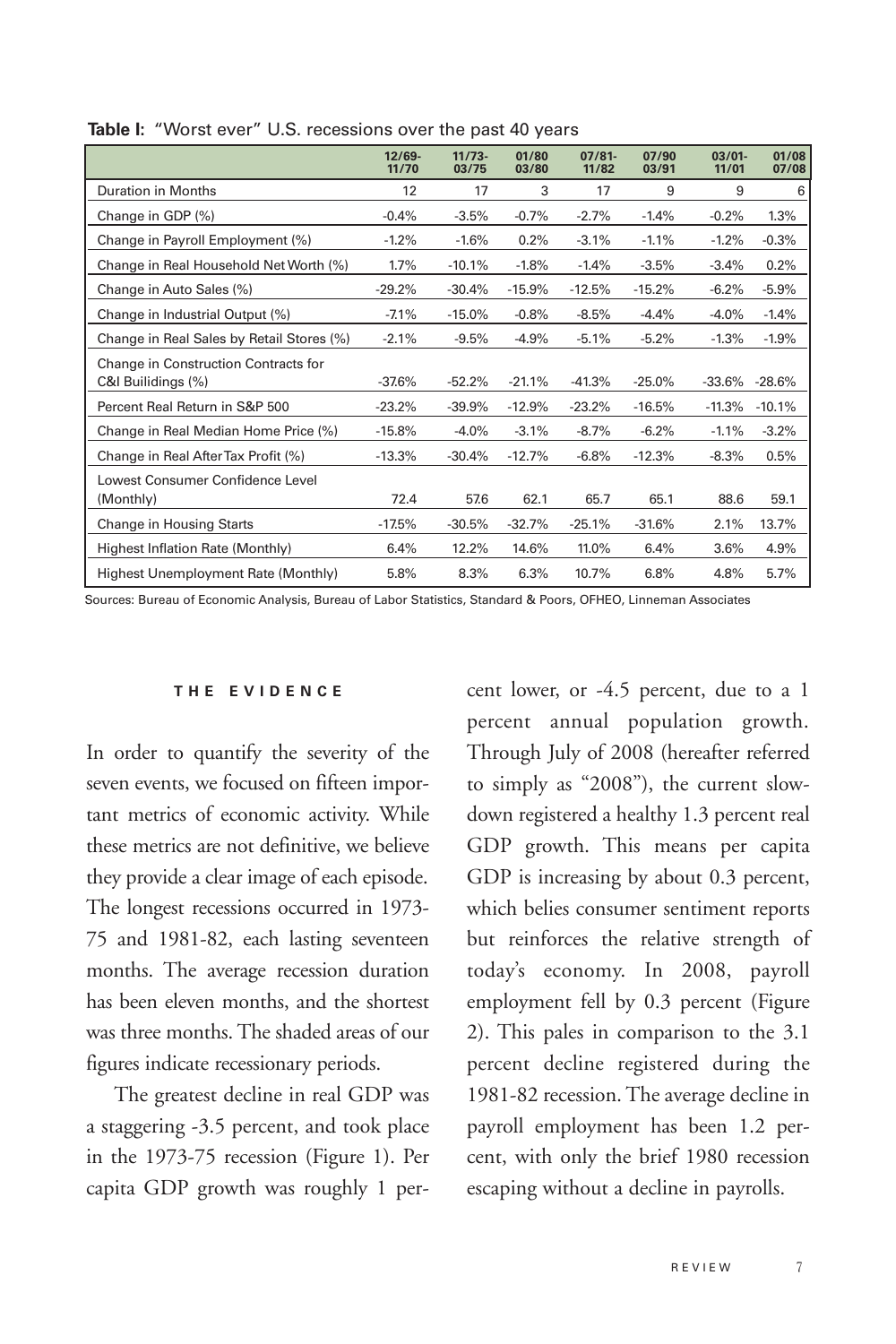**Table I:** "Worst ever" U.S. recessions over the past 40 years

| | 12/69-11/70 | 11/73-03/75 | 01/80 03/80 | 07/81-11/82 | 07/90 03/91 | 03/01-11/01 | 01/08 07/08 |
|---|---|---|---|---|---|---|---|
| Duration in Months | 12 | 17 | 3 | 17 | 9 | 9 | 6 |
| Change in GDP (%) | -0.4% | -3.5% | -0.7% | -2.7% | -1.4% | -0.2% | 1.3% |
| Change in Payroll Employment (%) | -1.2% | -1.6% | 0.2% | -3.1% | -1.1% | -1.2% | -0.3% |
| Change in Real Household Net Worth (%) | 1.7% | -10.1% | -1.8% | -1.4% | -3.5% | -3.4% | 0.2% |
| Change in Auto Sales (%) | -29.2% | -30.4% | -15.9% | -12.5% | -15.2% | -6.2% | -5.9% |
| Change in Industrial Output (%) | -7.1% | -15.0% | -0.8% | -8.5% | -4.4% | -4.0% | -1.4% |
| Change in Real Sales by Retail Stores (%) | -2.1% | -9.5% | -4.9% | -5.1% | -5.2% | -1.3% | -1.9% |
| Change in Construction Contracts for C&I Builidings (%) | -37.6% | -52.2% | -21.1% | -41.3% | -25.0% | -33.6% | -28.6% |
| Percent Real Return in S&P 500 | -23.2% | -39.9% | -12.9% | -23.2% | -16.5% | -11.3% | -10.1% |
| Change in Real Median Home Price (%) | -15.8% | -4.0% | -3.1% | -8.7% | -6.2% | -1.1% | -3.2% |
| Change in Real After Tax Profit (%) | -13.3% | -30.4% | -12.7% | -6.8% | -12.3% | -8.3% | 0.5% |
| Lowest Consumer Confidence Level (Monthly) | 72.4 | 57.6 | 62.1 | 65.7 | 65.1 | 88.6 | 59.1 |
| Change in Housing Starts | -17.5% | -30.5% | -32.7% | -25.1% | -31.6% | 2.1% | 13.7% |
| Highest Inflation Rate (Monthly) | 6.4% | 12.2% | 14.6% | 11.0% | 6.4% | 3.6% | 4.9% |
| Highest Unemployment Rate (Monthly) | 5.8% | 8.3% | 6.3% | 10.7% | 6.8% | 4.8% | 5.7% |

Sources: Bureau of Economic Analysis, Bureau of Labor Statistics, Standard & Poors, OFHEO, Linneman Associates

### THE EVIDENCE

In order to quantify the severity of the seven events, we focused on fifteen important metrics of economic activity. While these metrics are not definitive, we believe they provide a clear image of each episode. The longest recessions occurred in 1973-75 and 1981-82, each lasting seventeen months. The average recession duration has been eleven months, and the shortest was three months. The shaded areas of our figures indicate recessionary periods.

The greatest decline in real GDP was a staggering -3.5 percent, and took place in the 1973-75 recession (Figure 1). Per capita GDP growth was roughly 1 percent lower, or -4.5 percent, due to a 1 percent annual population growth. Through July of 2008 (hereafter referred to simply as "2008"), the current slowdown registered a healthy 1.3 percent real GDP growth. This means per capita GDP is increasing by about 0.3 percent, which belies consumer sentiment reports but reinforces the relative strength of today's economy. In 2008, payroll employment fell by 0.3 percent (Figure 2). This pales in comparison to the 3.1 percent decline registered during the 1981-82 recession. The average decline in payroll employment has been 1.2 percent, with only the brief 1980 recession escaping without a decline in payrolls.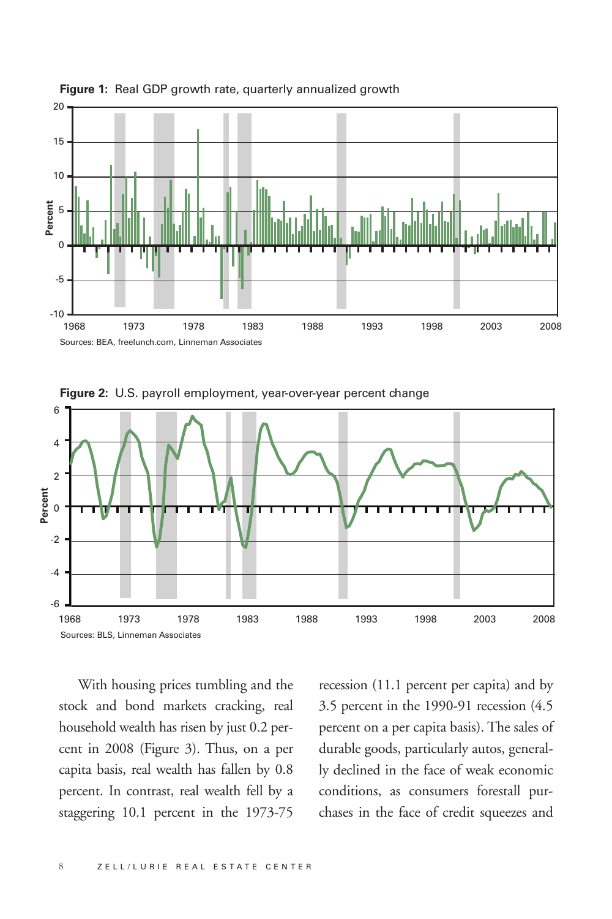**Figure 1:** Real GDP growth rate, quarterly annualized growth

Sources: BEA, freelunch.com, Linneman Associates

**Figure 2:** U.S. payroll employment, year-over-year percent change

Sources: BLS, Linneman Associates

With housing prices tumbling and the stock and bond markets cracking, real household wealth has risen by just 0.2 percent in 2008 (Figure 3). Thus, on a per capita basis, real wealth has fallen by 0.8 percent. In contrast, real wealth fell by a staggering 10.1 percent in the 1973-75 recession (11.1 percent per capita) and by 3.5 percent in the 1990-91 recession (4.5 percent on a per capita basis). The sales of durable goods, particularly autos, generally declined in the face of weak economic conditions, as consumers forestall purchases in the face of credit squeezes and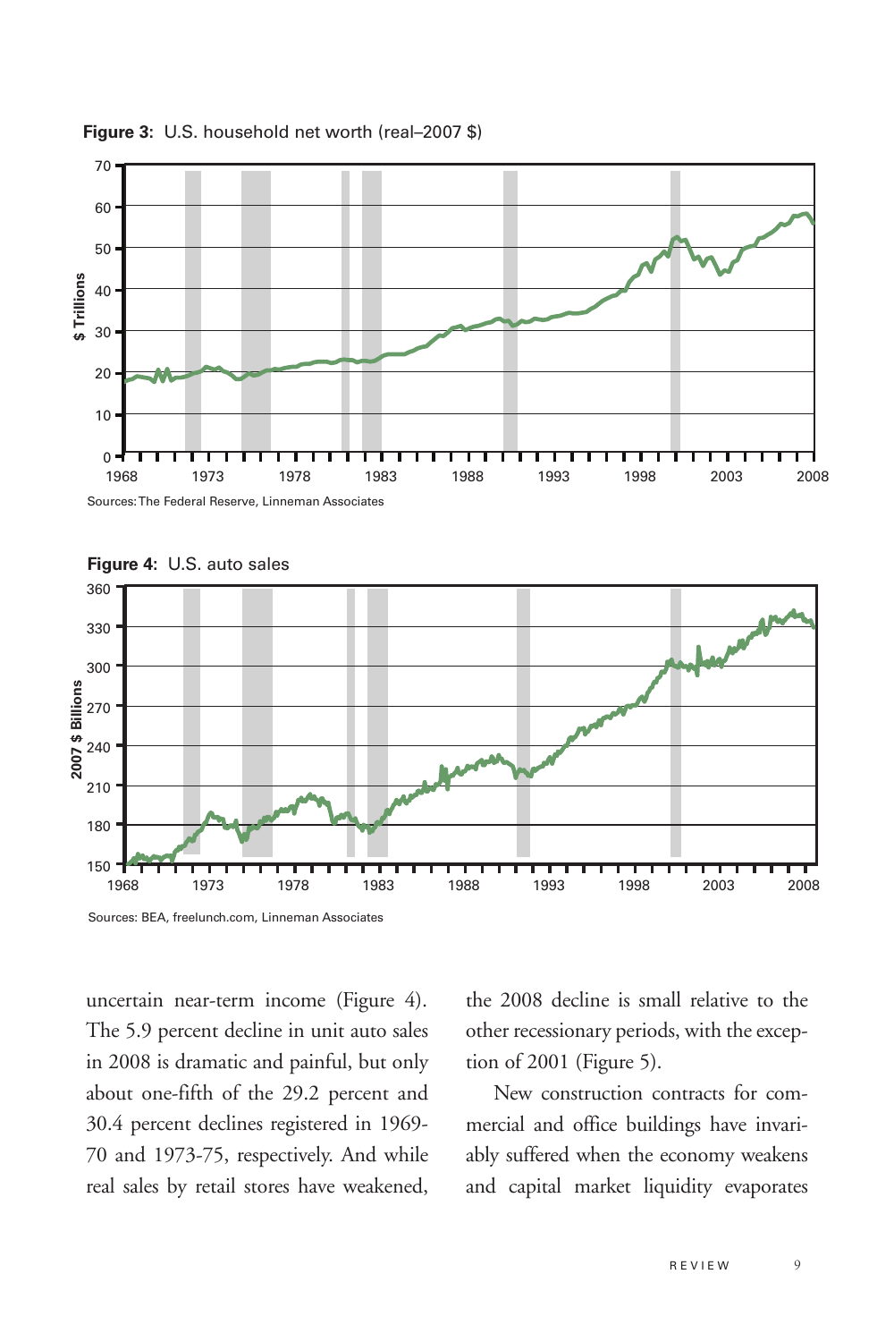**Figure 3:** U.S. household net worth (real–2007 $)

Sources: The Federal Reserve, Linneman Associates

**Figure 4:** U.S. auto sales

Sources: BEA, freelunch.com, Linneman Associates

uncertain near-term income (Figure 4). The 5.9 percent decline in unit auto sales in 2008 is dramatic and painful, but only about one-fifth of the 29.2 percent and 30.4 percent declines registered in 1969-70 and 1973-75, respectively. And while real sales by retail stores have weakened, the 2008 decline is small relative to the other recessionary periods, with the exception of 2001 (Figure 5).

New construction contracts for commercial and office buildings have invariably suffered when the economy weakens and capital market liquidity evaporates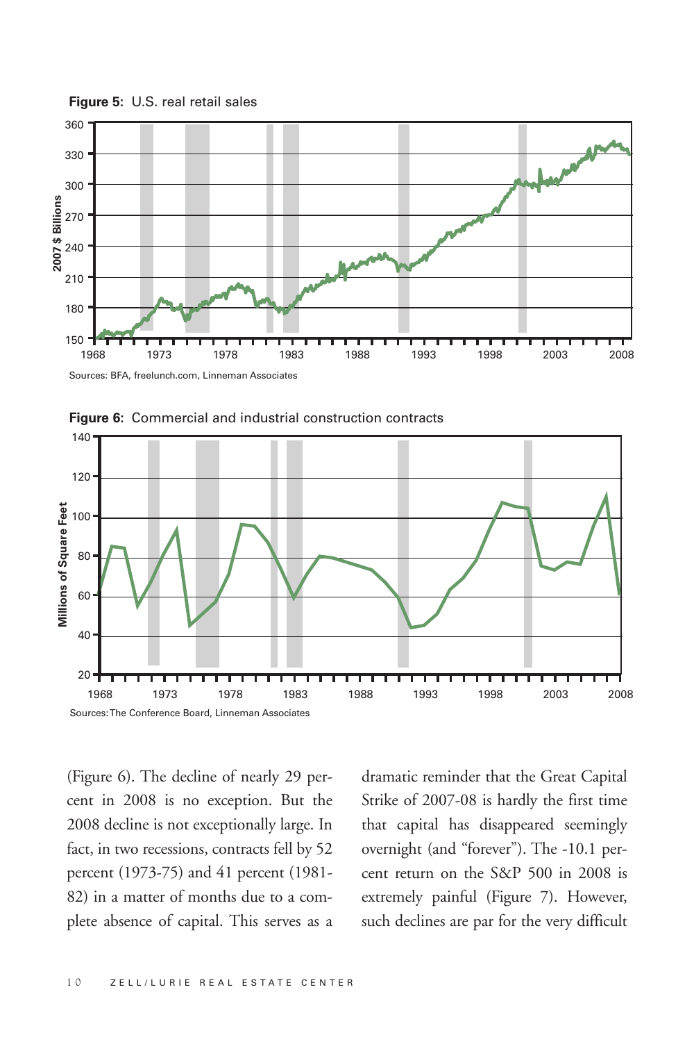**Figure 5:** U.S. real retail sales

Sources: BFA, freelunch.com, Linneman Associates

**Figure 6:** Commercial and industrial construction contracts

Sources: The Conference Board, Linneman Associates

(Figure 6). The decline of nearly 29 percent in 2008 is no exception. But the 2008 decline is not exceptionally large. In fact, in two recessions, contracts fell by 52 percent (1973-75) and 41 percent (1981-82) in a matter of months due to a complete absence of capital. This serves as a dramatic reminder that the Great Capital Strike of 2007-08 is hardly the first time that capital has disappeared seemingly overnight (and "forever"). The -10.1 percent return on the S&P 500 in 2008 is extremely painful (Figure 7). However, such declines are par for the very difficult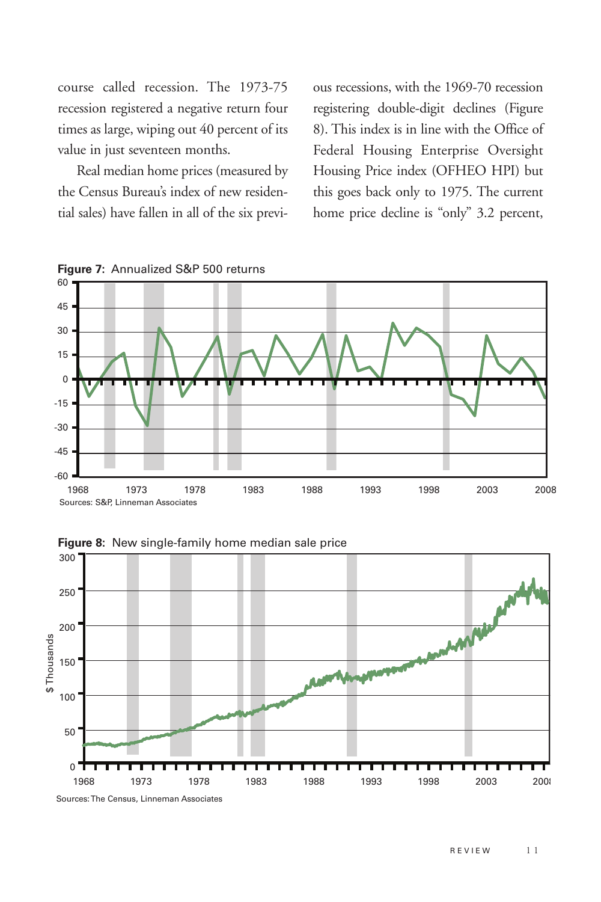course called recession. The 1973-75 recession registered a negative return four times as large, wiping out 40 percent of its value in just seventeen months.

Real median home prices (measured by the Census Bureau's index of new residential sales) have fallen in all of the six previous recessions, with the 1969-70 recession registering double-digit declines (Figure 8). This index is in line with the Office of Federal Housing Enterprise Oversight Housing Price index (OFHEO HPI) but this goes back only to 1975. The current home price decline is "only" 3.2 percent,

**Figure 7:** Annualized S&P 500 returns

Sources: S&P, Linneman Associates

**Figure 8:** New single-family home median sale price

Sources: The Census, Linneman Associates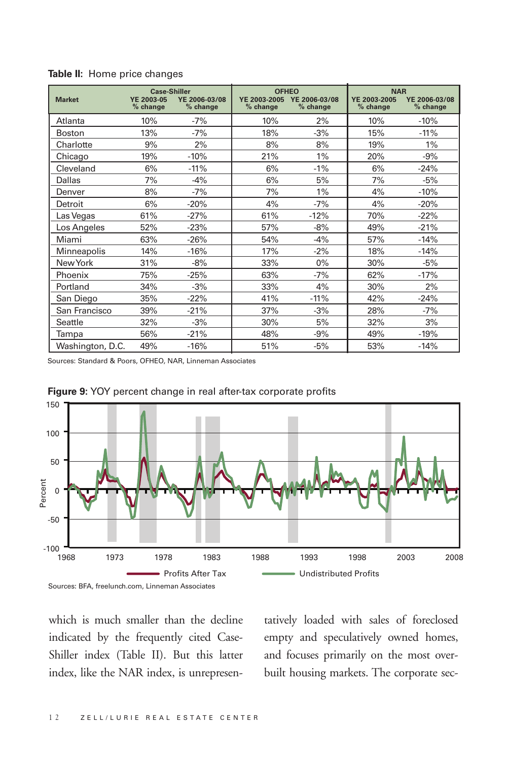**Table II:** Home price changes

| Market | Case-Shiller | | OFHEO | | NAR | |
|---|---|---|---|---|---|---|
| | YE 2003-05 % change | YE 2006-03/08 % change | YE 2003-2005 % change | YE 2006-03/08 % change | YE 2003-2005 % change | YE 2006-03/08 % change |
| Atlanta | 10% | -7% | 10% | 2% | 10% | -10% |
| Boston | 13% | -7% | 18% | -3% | 15% | -11% |
| Charlotte | 9% | 2% | 8% | 8% | 19% | 1% |
| Chicago | 19% | -10% | 21% | 1% | 20% | -9% |
| Cleveland | 6% | -11% | 6% | -1% | 6% | -24% |
| Dallas | 7% | -4% | 6% | 5% | 7% | -5% |
| Denver | 8% | -7% | 7% | 1% | 4% | -10% |
| Detroit | 6% | -20% | 4% | -7% | 4% | -20% |
| Las Vegas | 61% | -27% | 61% | -12% | 70% | -22% |
| Los Angeles | 52% | -23% | 57% | -8% | 49% | -21% |
| Miami | 63% | -26% | 54% | -4% | 57% | -14% |
| Minneapolis | 14% | -16% | 17% | -2% | 18% | -14% |
| New York | 31% | -8% | 33% | 0% | 30% | -5% |
| Phoenix | 75% | -25% | 63% | -7% | 62% | -17% |
| Portland | 34% | -3% | 33% | 4% | 30% | 2% |
| San Diego | 35% | -22% | 41% | -11% | 42% | -24% |
| San Francisco | 39% | -21% | 37% | -3% | 28% | -7% |
| Seattle | 32% | -3% | 30% | 5% | 32% | 3% |
| Tampa | 56% | -21% | 48% | -9% | 49% | -19% |
| Washington, D.C. | 49% | -16% | 51% | -5% | 53% | -14% |

Sources: Standard & Poors, OFHEO, NAR, Linneman Associates

**Figure 9:** YOY percent change in real after-tax corporate profits

Sources: BFA, freelunch.com, Linneman Associates

which is much smaller than the decline indicated by the frequently cited Case-Shiller index (Table II). But this latter index, like the NAR index, is unrepresentatively loaded with sales of foreclosed empty and speculatively owned homes, and focuses primarily on the most over-built housing markets. The corporate sec-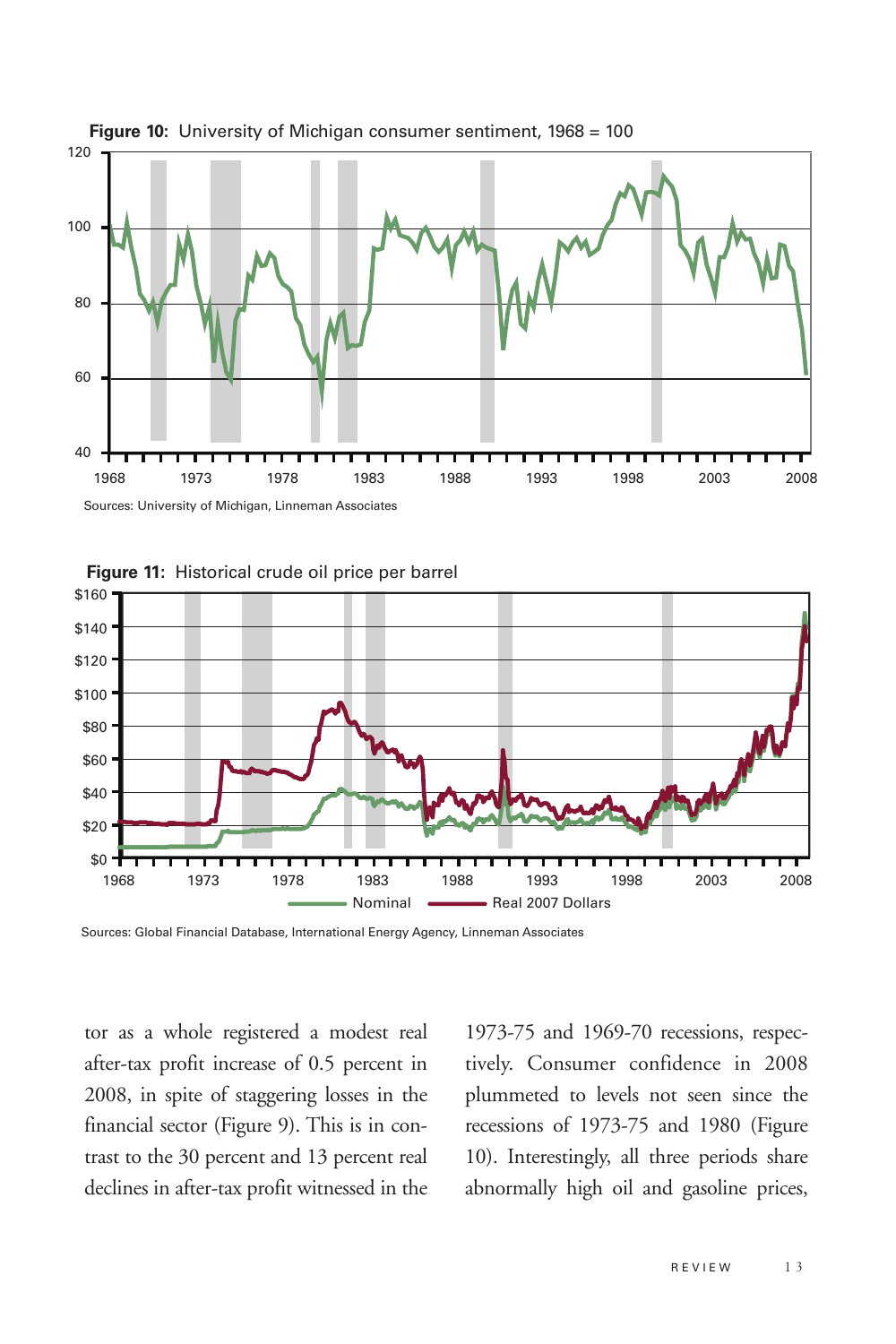**Figure 10:** University of Michigan consumer sentiment, 1968 = 100

Sources: University of Michigan, Linneman Associates

**Figure 11:** Historical crude oil price per barrel

Sources: Global Financial Database, International Energy Agency, Linneman Associates

tor as a whole registered a modest real after-tax profit increase of 0.5 percent in 2008, in spite of staggering losses in the financial sector (Figure 9). This is in contrast to the 30 percent and 13 percent real declines in after-tax profit witnessed in the 1973-75 and 1969-70 recessions, respectively. Consumer confidence in 2008 plummeted to levels not seen since the recessions of 1973-75 and 1980 (Figure 10). Interestingly, all three periods share abnormally high oil and gasoline prices,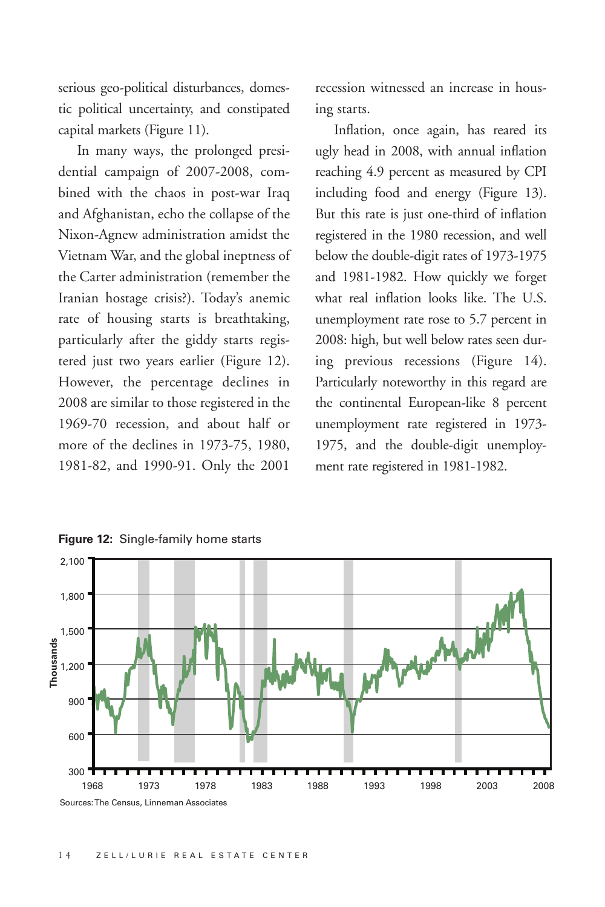serious geo-political disturbances, domestic political uncertainty, and constipated capital markets (Figure 11).

In many ways, the prolonged presidential campaign of 2007-2008, combined with the chaos in post-war Iraq and Afghanistan, echo the collapse of the Nixon-Agnew administration amidst the Vietnam War, and the global ineptness of the Carter administration (remember the Iranian hostage crisis?). Today's anemic rate of housing starts is breathtaking, particularly after the giddy starts registered just two years earlier (Figure 12). However, the percentage declines in 2008 are similar to those registered in the 1969-70 recession, and about half or more of the declines in 1973-75, 1980, 1981-82, and 1990-91. Only the 2001 recession witnessed an increase in housing starts.

Inflation, once again, has reared its ugly head in 2008, with annual inflation reaching 4.9 percent as measured by CPI including food and energy (Figure 13). But this rate is just one-third of inflation registered in the 1980 recession, and well below the double-digit rates of 1973-1975 and 1981-1982. How quickly we forget what real inflation looks like. The U.S. unemployment rate rose to 5.7 percent in 2008: high, but well below rates seen during previous recessions (Figure 14). Particularly noteworthy in this regard are the continental European-like 8 percent unemployment rate registered in 1973-1975, and the double-digit unemployment rate registered in 1981-1982.

**Figure 12:** Single-family home starts

Sources: The Census, Linneman Associates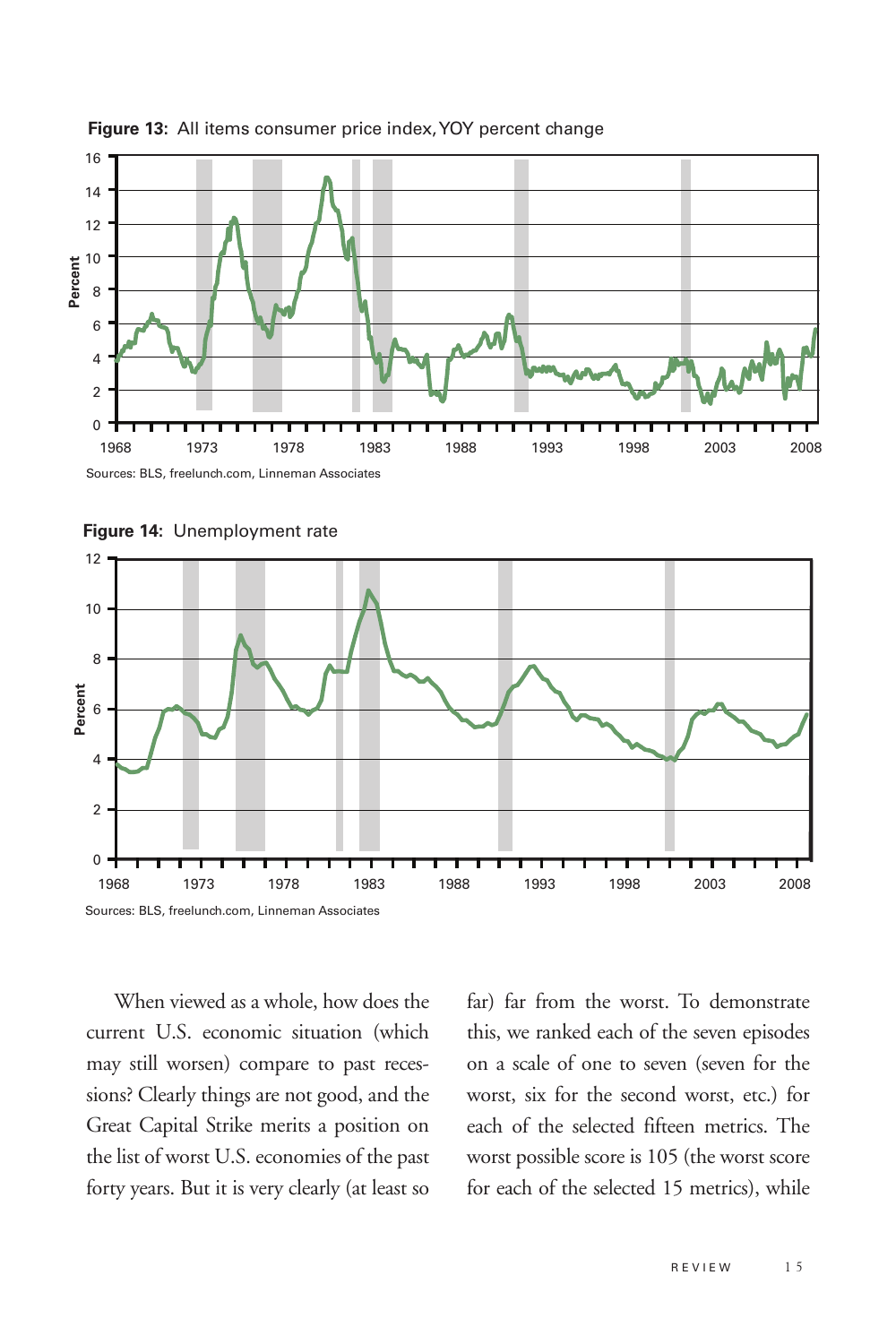**Figure 13:** All items consumer price index, YOY percent change

Sources: BLS, freelunch.com, Linneman Associates

**Figure 14:** Unemployment rate

Sources: BLS, freelunch.com, Linneman Associates

When viewed as a whole, how does the current U.S. economic situation (which may still worsen) compare to past recessions? Clearly things are not good, and the Great Capital Strike merits a position on the list of worst U.S. economies of the past forty years. But it is very clearly (at least so far) far from the worst. To demonstrate this, we ranked each of the seven episodes on a scale of one to seven (seven for the worst, six for the second worst, etc.) for each of the selected fifteen metrics. The worst possible score is 105 (the worst score for each of the selected 15 metrics), while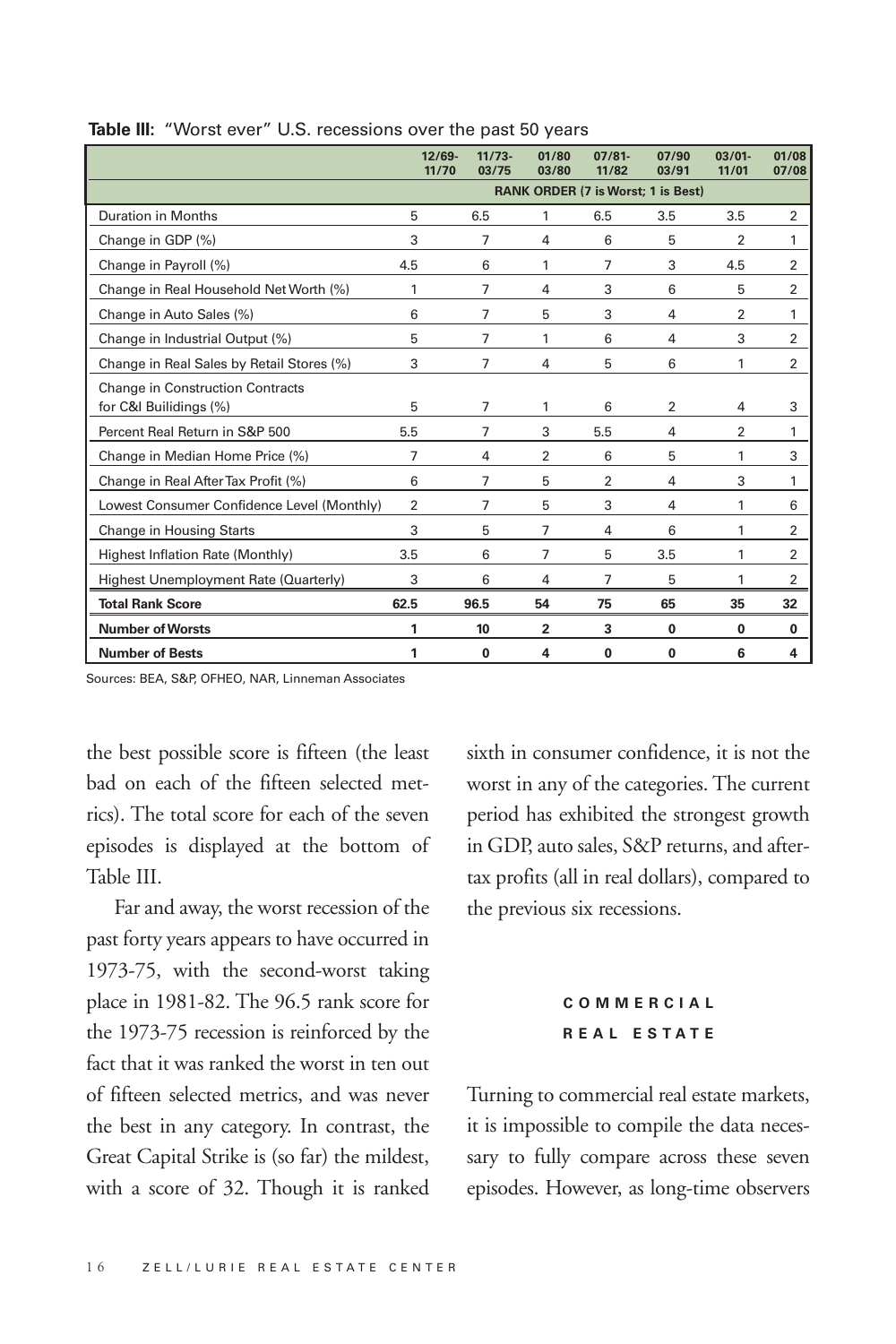**Table III:** "Worst ever" U.S. recessions over the past 50 years

| | 12/69-11/70 | 11/73-03/75 | 01/80 03/80 | 07/81-11/82 | 07/90 03/91 | 03/01-11/01 | 01/08 07/08 |
|---|---|---|---|---|---|---|---|
| | RANK ORDER (7 is Worst; 1 is Best) | | | | | | |
| Duration in Months | 5 | 6.5 | 1 | 6.5 | 3.5 | 3.5 | 2 |
| Change in GDP (%) | 3 | 7 | 4 | 6 | 5 | 2 | 1 |
| Change in Payroll (%) | 4.5 | 6 | 1 | 7 | 3 | 4.5 | 2 |
| Change in Real Household Net Worth (%) | 1 | 7 | 4 | 3 | 6 | 5 | 2 |
| Change in Auto Sales (%) | 6 | 7 | 5 | 3 | 4 | 2 | 1 |
| Change in Industrial Output (%) | 5 | 7 | 1 | 6 | 4 | 3 | 2 |
| Change in Real Sales by Retail Stores (%) | 3 | 7 | 4 | 5 | 6 | 1 | 2 |
| Change in Construction Contracts for C&I Builidings (%) | 5 | 7 | 1 | 6 | 2 | 4 | 3 |
| Percent Real Return in S&P 500 | 5.5 | 7 | 3 | 5.5 | 4 | 2 | 1 |
| Change in Median Home Price (%) | 7 | 4 | 2 | 6 | 5 | 1 | 3 |
| Change in Real After Tax Profit (%) | 6 | 7 | 5 | 2 | 4 | 3 | 1 |
| Lowest Consumer Confidence Level (Monthly) | 2 | 7 | 5 | 3 | 4 | 1 | 6 |
| Change in Housing Starts | 3 | 5 | 7 | 4 | 6 | 1 | 2 |
| Highest Inflation Rate (Monthly) | 3.5 | 6 | 7 | 5 | 3.5 | 1 | 2 |
| Highest Unemployment Rate (Quarterly) | 3 | 6 | 4 | 7 | 5 | 1 | 2 |
| **Total Rank Score** | **62.5** | **96.5** | **54** | **75** | **65** | **35** | **32** |
| **Number of Worsts** | **1** | **10** | **2** | **3** | **0** | **0** | **0** |
| **Number of Bests** | **1** | **0** | **4** | **0** | **0** | **6** | **4** |

Sources: BEA, S&P, OFHEO, NAR, Linneman Associates

the best possible score is fifteen (the least bad on each of the fifteen selected metrics). The total score for each of the seven episodes is displayed at the bottom of Table III.

Far and away, the worst recession of the past forty years appears to have occurred in 1973-75, with the second-worst taking place in 1981-82. The 96.5 rank score for the 1973-75 recession is reinforced by the fact that it was ranked the worst in ten out of fifteen selected metrics, and was never the best in any category. In contrast, the Great Capital Strike is (so far) the mildest, with a score of 32. Though it is ranked sixth in consumer confidence, it is not the worst in any of the categories. The current period has exhibited the strongest growth in GDP, auto sales, S&P returns, and after-tax profits (all in real dollars), compared to the previous six recessions.

## COMMERCIAL REAL ESTATE

Turning to commercial real estate markets, it is impossible to compile the data necessary to fully compare across these seven episodes. However, as long-time observers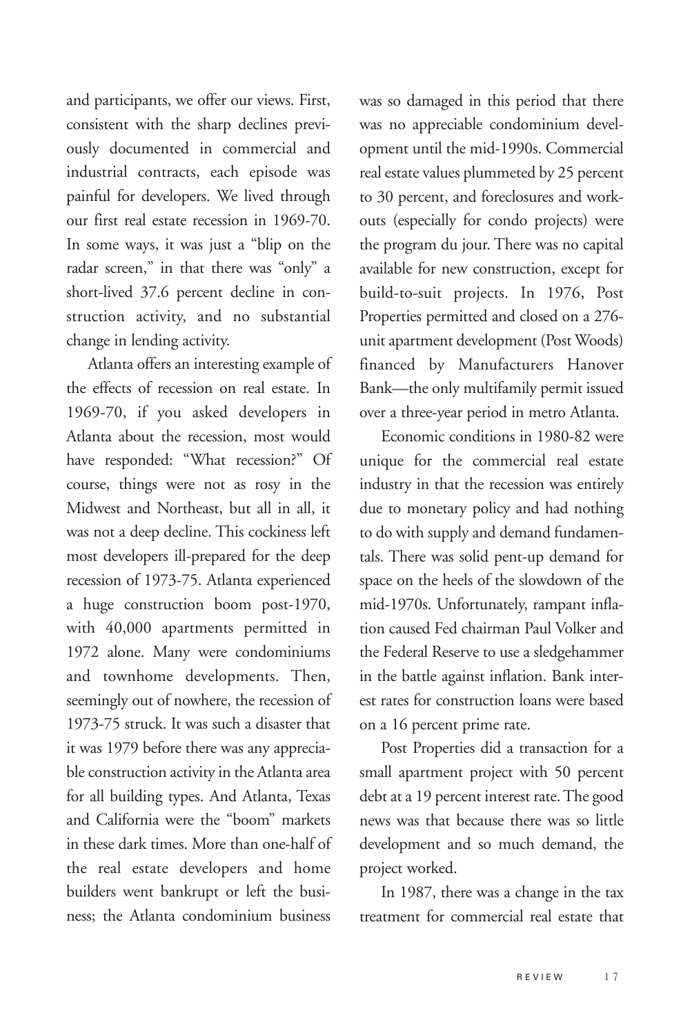and participants, we offer our views. First, consistent with the sharp declines previously documented in commercial and industrial contracts, each episode was painful for developers. We lived through our first real estate recession in 1969-70. In some ways, it was just a "blip on the radar screen," in that there was "only" a short-lived 37.6 percent decline in construction activity, and no substantial change in lending activity.

Atlanta offers an interesting example of the effects of recession on real estate. In 1969-70, if you asked developers in Atlanta about the recession, most would have responded: "What recession?" Of course, things were not as rosy in the Midwest and Northeast, but all in all, it was not a deep decline. This cockiness left most developers ill-prepared for the deep recession of 1973-75. Atlanta experienced a huge construction boom post-1970, with 40,000 apartments permitted in 1972 alone. Many were condominiums and townhome developments. Then, seemingly out of nowhere, the recession of 1973-75 struck. It was such a disaster that it was 1979 before there was any appreciable construction activity in the Atlanta area for all building types. And Atlanta, Texas and California were the "boom" markets in these dark times. More than one-half of the real estate developers and home builders went bankrupt or left the business; the Atlanta condominium business was so damaged in this period that there was no appreciable condominium development until the mid-1990s. Commercial real estate values plummeted by 25 percent to 30 percent, and foreclosures and workouts (especially for condo projects) were the program du jour. There was no capital available for new construction, except for build-to-suit projects. In 1976, Post Properties permitted and closed on a 276-unit apartment development (Post Woods) financed by Manufacturers Hanover Bank—the only multifamily permit issued over a three-year period in metro Atlanta.

Economic conditions in 1980-82 were unique for the commercial real estate industry in that the recession was entirely due to monetary policy and had nothing to do with supply and demand fundamentals. There was solid pent-up demand for space on the heels of the slowdown of the mid-1970s. Unfortunately, rampant inflation caused Fed chairman Paul Volker and the Federal Reserve to use a sledgehammer in the battle against inflation. Bank interest rates for construction loans were based on a 16 percent prime rate.

Post Properties did a transaction for a small apartment project with 50 percent debt at a 19 percent interest rate. The good news was that because there was so little development and so much demand, the project worked.

In 1987, there was a change in the tax treatment for commercial real estate that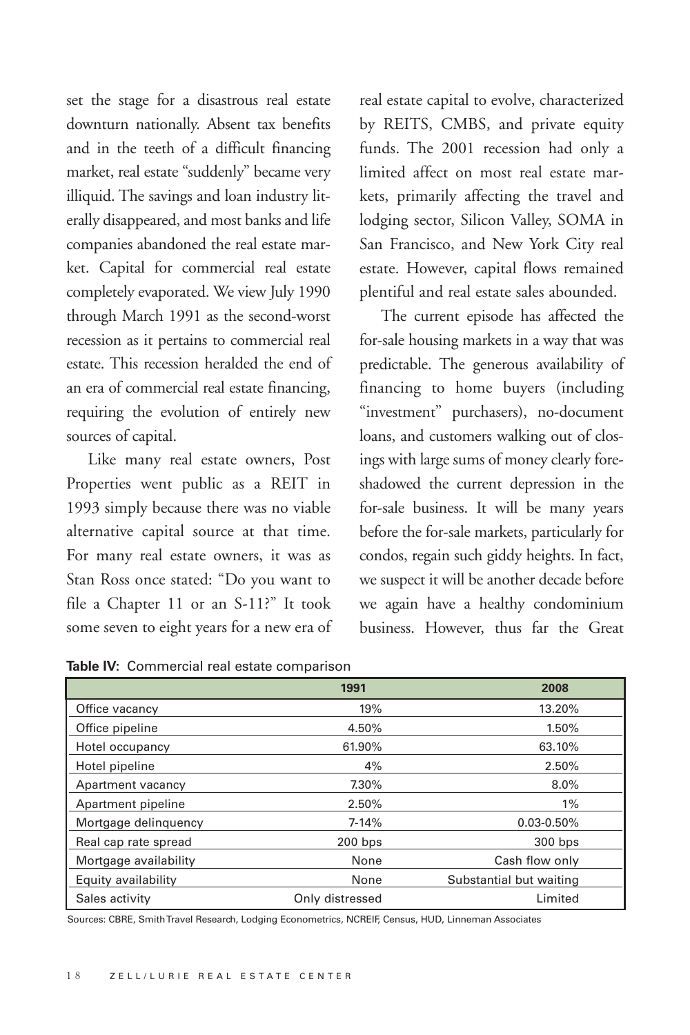set the stage for a disastrous real estate downturn nationally. Absent tax benefits and in the teeth of a difficult financing market, real estate "suddenly" became very illiquid. The savings and loan industry literally disappeared, and most banks and life companies abandoned the real estate market. Capital for commercial real estate completely evaporated. We view July 1990 through March 1991 as the second-worst recession as it pertains to commercial real estate. This recession heralded the end of an era of commercial real estate financing, requiring the evolution of entirely new sources of capital.

Like many real estate owners, Post Properties went public as a REIT in 1993 simply because there was no viable alternative capital source at that time. For many real estate owners, it was as Stan Ross once stated: "Do you want to file a Chapter 11 or an S-11?" It took some seven to eight years for a new era of real estate capital to evolve, characterized by REITS, CMBS, and private equity funds. The 2001 recession had only a limited affect on most real estate markets, primarily affecting the travel and lodging sector, Silicon Valley, SOMA in San Francisco, and New York City real estate. However, capital flows remained plentiful and real estate sales abounded.

The current episode has affected the for-sale housing markets in a way that was predictable. The generous availability of financing to home buyers (including "investment" purchasers), no-document loans, and customers walking out of closings with large sums of money clearly foreshadowed the current depression in the for-sale business. It will be many years before the for-sale markets, particularly for condos, regain such giddy heights. In fact, we suspect it will be another decade before we again have a healthy condominium business. However, thus far the Great

**Table IV:** Commercial real estate comparison

| | 1991 | 2008 |
|---|---|---|
| Office vacancy | 19% | 13.20% |
| Office pipeline | 4.50% | 1.50% |
| Hotel occupancy | 61.90% | 63.10% |
| Hotel pipeline | 4% | 2.50% |
| Apartment vacancy | 7.30% | 8.0% |
| Apartment pipeline | 2.50% | 1% |
| Mortgage delinquency | 7-14% | 0.03-0.50% |
| Real cap rate spread | 200 bps | 300 bps |
| Mortgage availability | None | Cash flow only |
| Equity availability | None | Substantial but waiting |
| Sales activity | Only distressed | Limited |

Sources: CBRE, Smith Travel Research, Lodging Econometrics, NCREIF, Census, HUD, Linneman Associates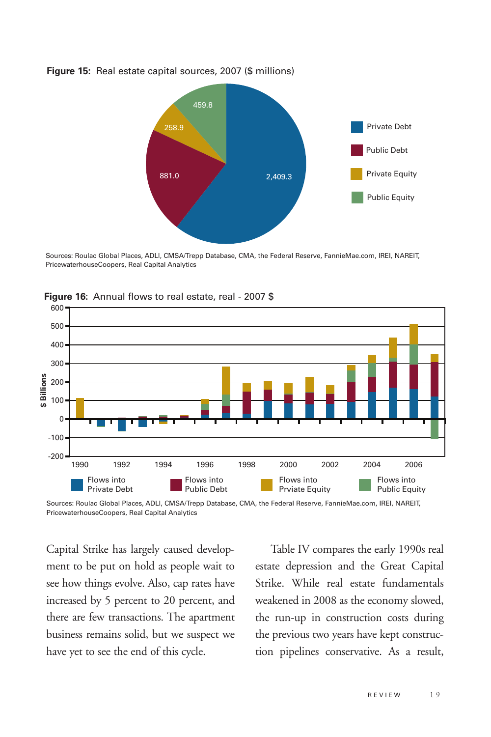**Figure 15:** Real estate capital sources, 2007 ($ millions)

| Source | Value |
|---|---|
| Private Debt | 2,409.3 |
| Public Debt | 881.0 |
| Private Equity | 258.9 |
| Public Equity | 459.8 |

Sources: Roulac Global Places, ADLI, CMSA/Trepp Database, CMA, the Federal Reserve, FannieMae.com, IREI, NAREIT, PricewaterhouseCoopers, Real Capital Analytics

**Figure 16:** Annual flows to real estate, real - 2007 $

Sources: Roulac Global Places, ADLI, CMSA/Trepp Database, CMA, the Federal Reserve, FannieMae.com, IREI, NAREIT, PricewaterhouseCoopers, Real Capital Analytics

Capital Strike has largely caused development to be put on hold as people wait to see how things evolve. Also, cap rates have increased by 5 percent to 20 percent, and there are few transactions. The apartment business remains solid, but we suspect we have yet to see the end of this cycle.

Table IV compares the early 1990s real estate depression and the Great Capital Strike. While real estate fundamentals weakened in 2008 as the economy slowed, the run-up in construction costs during the previous two years have kept construction pipelines conservative. As a result,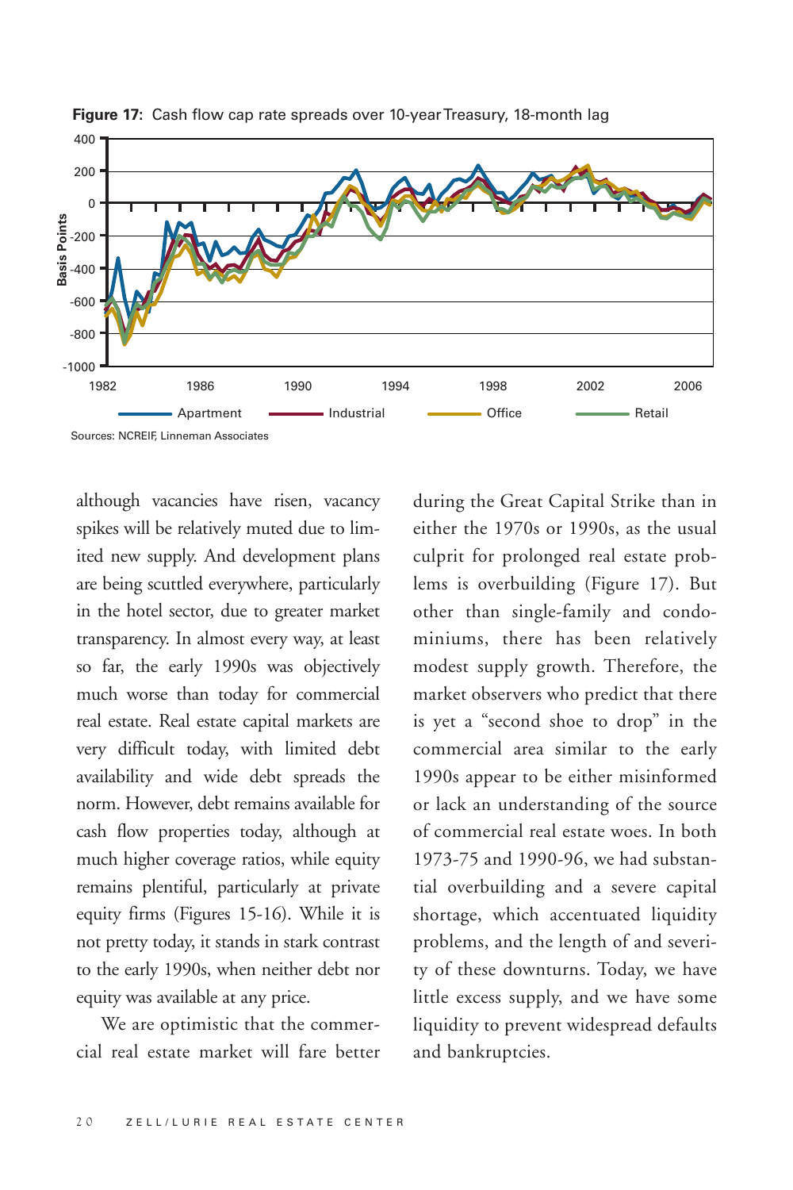**Figure 17:** Cash flow cap rate spreads over 10-year Treasury, 18-month lag

Sources: NCREIF, Linneman Associates

although vacancies have risen, vacancy spikes will be relatively muted due to limited new supply. And development plans are being scuttled everywhere, particularly in the hotel sector, due to greater market transparency. In almost every way, at least so far, the early 1990s was objectively much worse than today for commercial real estate. Real estate capital markets are very difficult today, with limited debt availability and wide debt spreads the norm. However, debt remains available for cash flow properties today, although at much higher coverage ratios, while equity remains plentiful, particularly at private equity firms (Figures 15-16). While it is not pretty today, it stands in stark contrast to the early 1990s, when neither debt nor equity was available at any price.

We are optimistic that the commercial real estate market will fare better during the Great Capital Strike than in either the 1970s or 1990s, as the usual culprit for prolonged real estate problems is overbuilding (Figure 17). But other than single-family and condominiums, there has been relatively modest supply growth. Therefore, the market observers who predict that there is yet a "second shoe to drop" in the commercial area similar to the early 1990s appear to be either misinformed or lack an understanding of the source of commercial real estate woes. In both 1973-75 and 1990-96, we had substantial overbuilding and a severe capital shortage, which accentuated liquidity problems, and the length of and severity of these downturns. Today, we have little excess supply, and we have some liquidity to prevent widespread defaults and bankruptcies.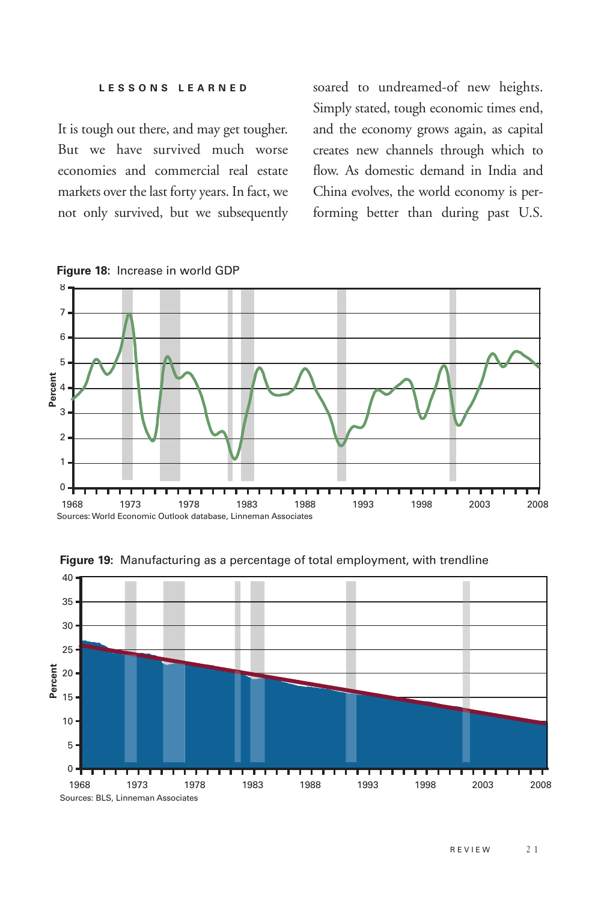## LESSONS LEARNED

It is tough out there, and may get tougher. But we have survived much worse economies and commercial real estate markets over the last forty years. In fact, we not only survived, but we subsequently soared to undreamed-of new heights. Simply stated, tough economic times end, and the economy grows again, as capital creates new channels through which to flow. As domestic demand in India and China evolves, the world economy is performing better than during past U.S.

**Figure 18:** Increase in world GDP

Sources: World Economic Outlook database, Linneman Associates

**Figure 19:** Manufacturing as a percentage of total employment, with trendline

Sources: BLS, Linneman Associates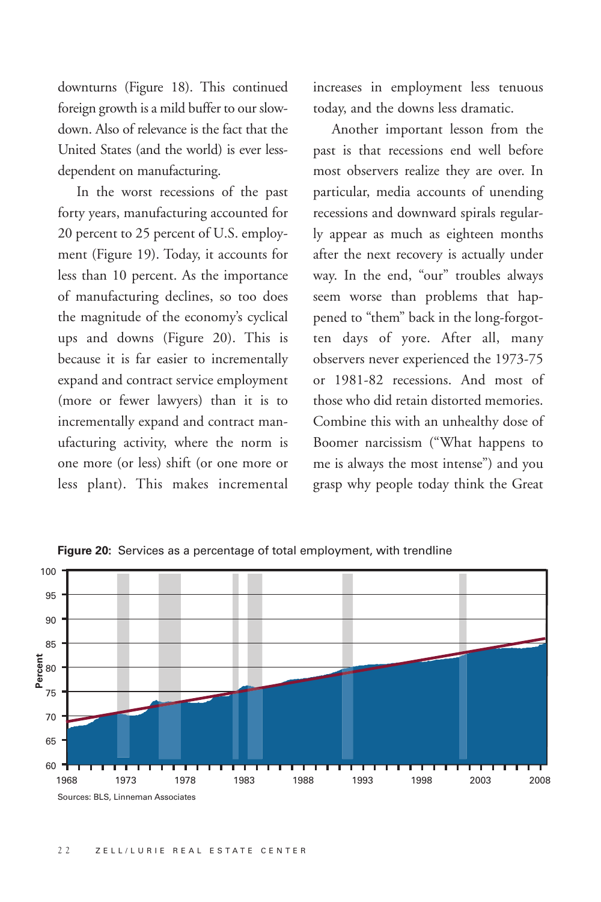downturns (Figure 18). This continued foreign growth is a mild buffer to our slowdown. Also of relevance is the fact that the United States (and the world) is ever less-dependent on manufacturing.

In the worst recessions of the past forty years, manufacturing accounted for 20 percent to 25 percent of U.S. employment (Figure 19). Today, it accounts for less than 10 percent. As the importance of manufacturing declines, so too does the magnitude of the economy's cyclical ups and downs (Figure 20). This is because it is far easier to incrementally expand and contract service employment (more or fewer lawyers) than it is to incrementally expand and contract manufacturing activity, where the norm is one more (or less) shift (or one more or less plant). This makes incremental increases in employment less tenuous today, and the downs less dramatic.

Another important lesson from the past is that recessions end well before most observers realize they are over. In particular, media accounts of unending recessions and downward spirals regularly appear as much as eighteen months after the next recovery is actually under way. In the end, "our" troubles always seem worse than problems that happened to "them" back in the long-forgotten days of yore. After all, many observers never experienced the 1973-75 or 1981-82 recessions. And most of those who did retain distorted memories. Combine this with an unhealthy dose of Boomer narcissism ("What happens to me is always the most intense") and you grasp why people today think the Great

**Figure 20:** Services as a percentage of total employment, with trendline

Sources: BLS, Linneman Associates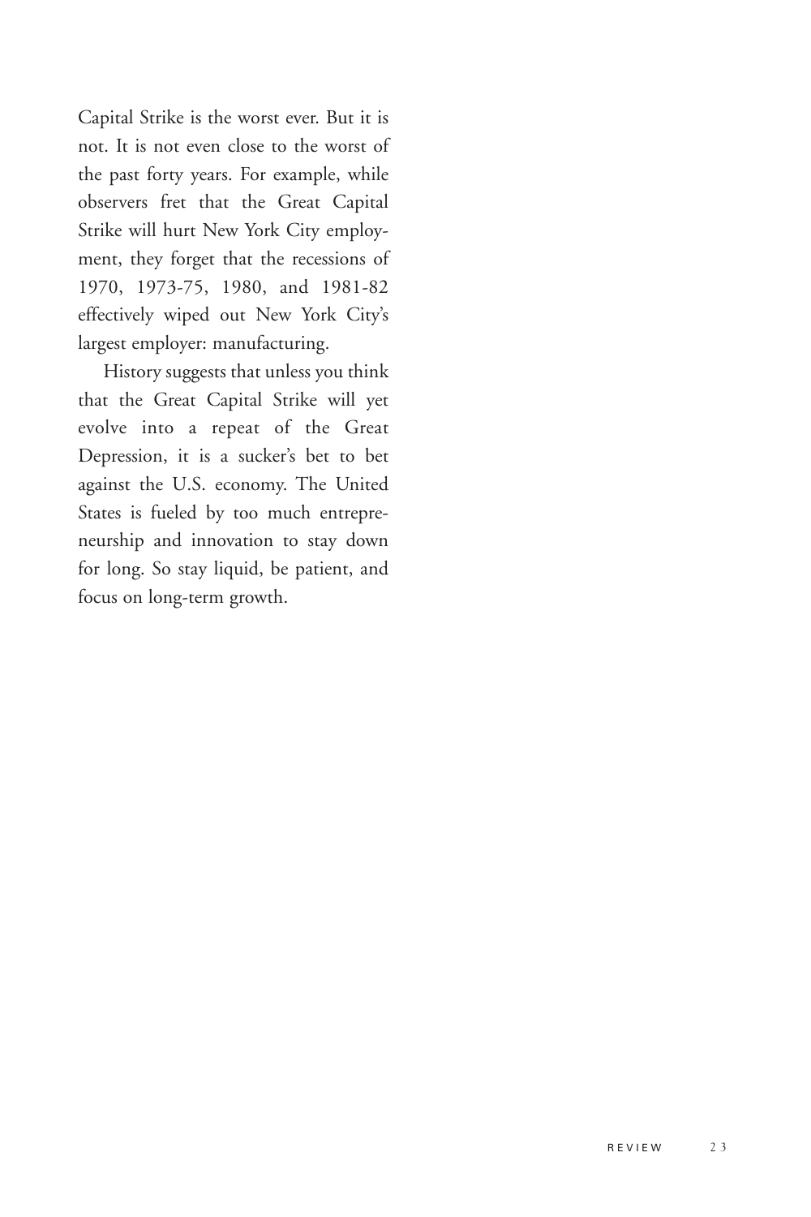Capital Strike is the worst ever. But it is not. It is not even close to the worst of the past forty years. For example, while observers fret that the Great Capital Strike will hurt New York City employment, they forget that the recessions of 1970, 1973-75, 1980, and 1981-82 effectively wiped out New York City's largest employer: manufacturing.

History suggests that unless you think that the Great Capital Strike will yet evolve into a repeat of the Great Depression, it is a sucker's bet to bet against the U.S. economy. The United States is fueled by too much entrepreneurship and innovation to stay down for long. So stay liquid, be patient, and focus on long-term growth.